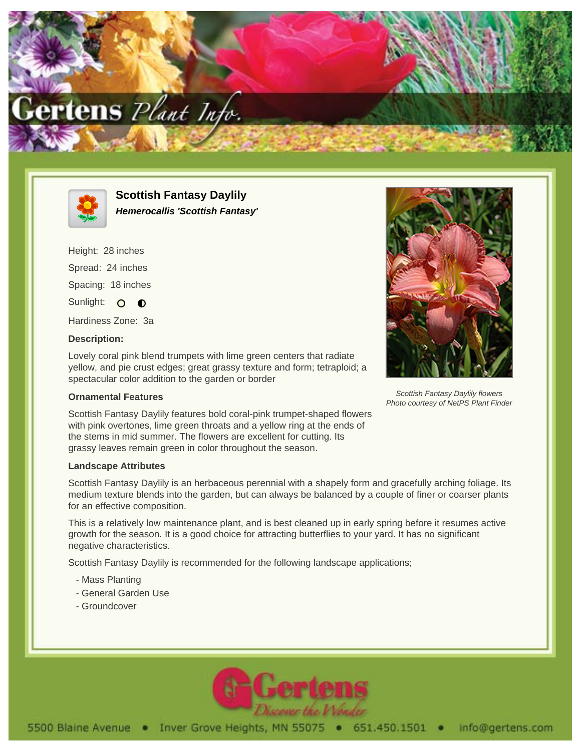# Scottish Fantasy Daylily

***Hemerocallis 'Scottish Fantasy'***

Height: 28 inches

Spread: 24 inches

Spacing: 18 inches

Sunlight: ○ ◐

Hardiness Zone: 3a

### Description:

Lovely coral pink blend trumpets with lime green centers that radiate yellow, and pie crust edges; great grassy texture and form; tetraploid; a spectacular color addition to the garden or border

*Scottish Fantasy Daylily flowers*
*Photo courtesy of NetPS Plant Finder*

### Ornamental Features

Scottish Fantasy Daylily features bold coral-pink trumpet-shaped flowers with pink overtones, lime green throats and a yellow ring at the ends of the stems in mid summer. The flowers are excellent for cutting. Its grassy leaves remain green in color throughout the season.

### Landscape Attributes

Scottish Fantasy Daylily is an herbaceous perennial with a shapely form and gracefully arching foliage. Its medium texture blends into the garden, but can always be balanced by a couple of finer or coarser plants for an effective composition.

This is a relatively low maintenance plant, and is best cleaned up in early spring before it resumes active growth for the season. It is a good choice for attracting butterflies to your yard. It has no significant negative characteristics.

Scottish Fantasy Daylily is recommended for the following landscape applications;

- Mass Planting
- General Garden Use
- Groundcover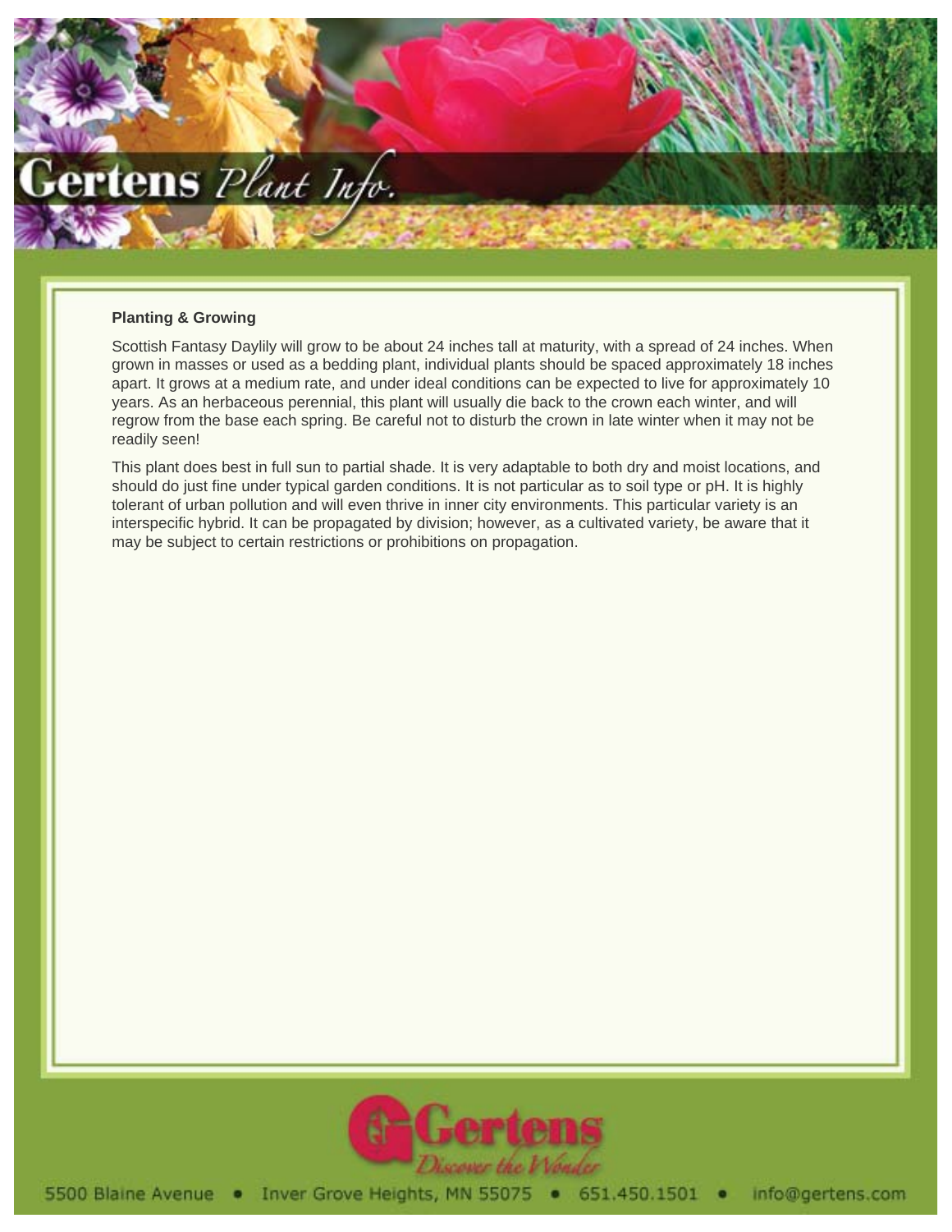### Planting & Growing

Scottish Fantasy Daylily will grow to be about 24 inches tall at maturity, with a spread of 24 inches. When grown in masses or used as a bedding plant, individual plants should be spaced approximately 18 inches apart. It grows at a medium rate, and under ideal conditions can be expected to live for approximately 10 years. As an herbaceous perennial, this plant will usually die back to the crown each winter, and will regrow from the base each spring. Be careful not to disturb the crown in late winter when it may not be readily seen!

This plant does best in full sun to partial shade. It is very adaptable to both dry and moist locations, and should do just fine under typical garden conditions. It is not particular as to soil type or pH. It is highly tolerant of urban pollution and will even thrive in inner city environments. This particular variety is an interspecific hybrid. It can be propagated by division; however, as a cultivated variety, be aware that it may be subject to certain restrictions or prohibitions on propagation.